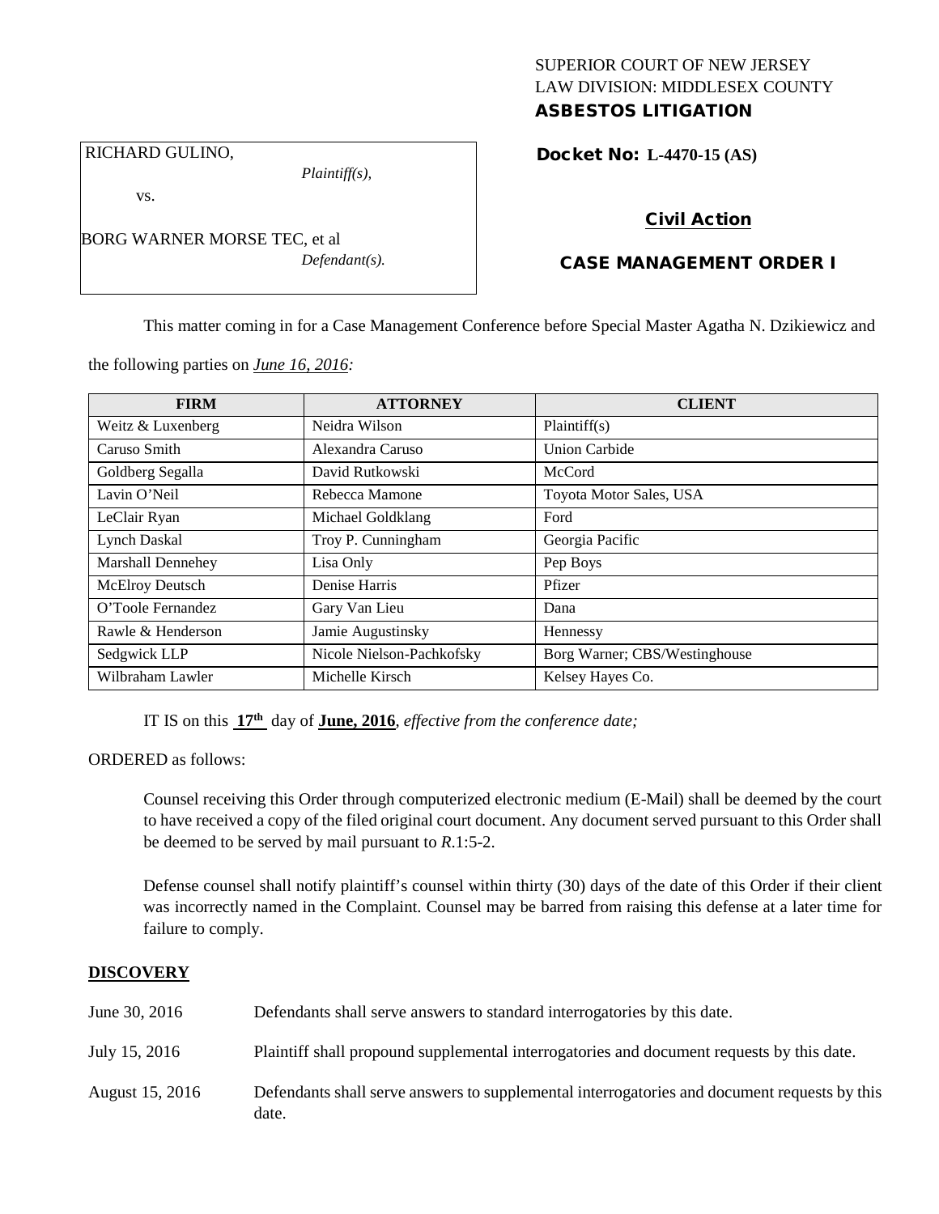SUPERIOR COURT OF NEW JERSEY
LAW DIVISION: MIDDLESEX COUNTY

**ASBESTOS LITIGATION**

RICHARD GULINO,
*Plaintiff(s),*

vs.

BORG WARNER MORSE TEC, et al
*Defendant(s).*

**Docket No: L-4470-15 (AS)**

**Civil Action**

**CASE MANAGEMENT ORDER I**

This matter coming in for a Case Management Conference before Special Master Agatha N. Dzikiewicz and the following parties on *June 16, 2016:*

| FIRM | ATTORNEY | CLIENT |
|---|---|---|
| Weitz & Luxenberg | Neidra Wilson | Plaintiff(s) |
| Caruso Smith | Alexandra Caruso | Union Carbide |
| Goldberg Segalla | David Rutkowski | McCord |
| Lavin O'Neil | Rebecca Mamone | Toyota Motor Sales, USA |
| LeClair Ryan | Michael Goldklang | Ford |
| Lynch Daskal | Troy P. Cunningham | Georgia Pacific |
| Marshall Dennehey | Lisa Only | Pep Boys |
| McElroy Deutsch | Denise Harris | Pfizer |
| O'Toole Fernandez | Gary Van Lieu | Dana |
| Rawle & Henderson | Jamie Augustinsky | Hennessy |
| Sedgwick LLP | Nicole Nielson-Pachkofsky | Borg Warner; CBS/Westinghouse |
| Wilbraham Lawler | Michelle Kirsch | Kelsey Hayes Co. |

IT IS on this **17th** day of **June, 2016**, *effective from the conference date;*

ORDERED as follows:

Counsel receiving this Order through computerized electronic medium (E-Mail) shall be deemed by the court to have received a copy of the filed original court document. Any document served pursuant to this Order shall be deemed to be served by mail pursuant to *R*.1:5-2.

Defense counsel shall notify plaintiff's counsel within thirty (30) days of the date of this Order if their client was incorrectly named in the Complaint. Counsel may be barred from raising this defense at a later time for failure to comply.

## DISCOVERY

| | |
|---|---|
| June 30, 2016 | Defendants shall serve answers to standard interrogatories by this date. |
| July 15, 2016 | Plaintiff shall propound supplemental interrogatories and document requests by this date. |
| August 15, 2016 | Defendants shall serve answers to supplemental interrogatories and document requests by this date. |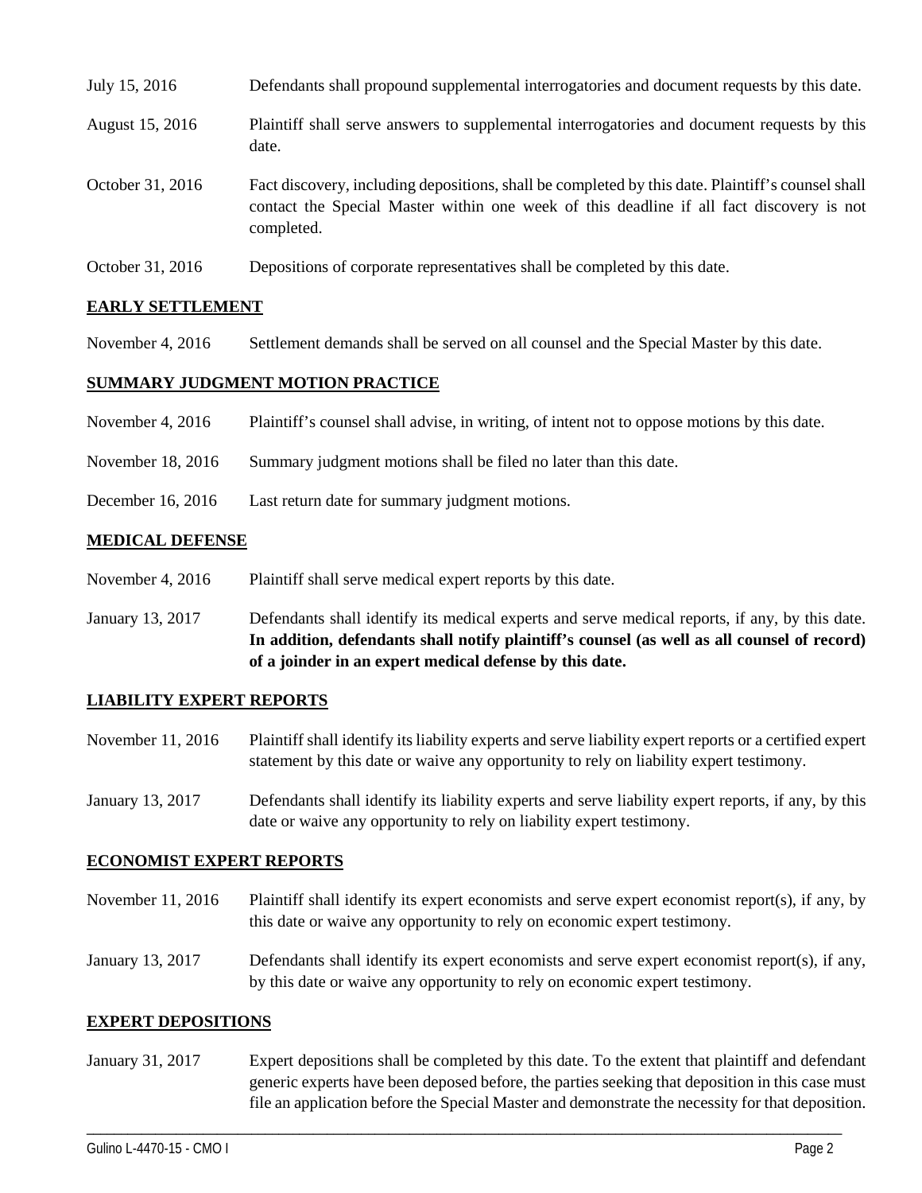| | |
|---|---|
| July 15, 2016 | Defendants shall propound supplemental interrogatories and document requests by this date. |
| August 15, 2016 | Plaintiff shall serve answers to supplemental interrogatories and document requests by this date. |
| October 31, 2016 | Fact discovery, including depositions, shall be completed by this date. Plaintiff's counsel shall contact the Special Master within one week of this deadline if all fact discovery is not completed. |
| October 31, 2016 | Depositions of corporate representatives shall be completed by this date. |

## EARLY SETTLEMENT

| | |
|---|---|
| November 4, 2016 | Settlement demands shall be served on all counsel and the Special Master by this date. |

## SUMMARY JUDGMENT MOTION PRACTICE

| | |
|---|---|
| November 4, 2016 | Plaintiff's counsel shall advise, in writing, of intent not to oppose motions by this date. |
| November 18, 2016 | Summary judgment motions shall be filed no later than this date. |
| December 16, 2016 | Last return date for summary judgment motions. |

## MEDICAL DEFENSE

| | |
|---|---|
| November 4, 2016 | Plaintiff shall serve medical expert reports by this date. |
| January 13, 2017 | Defendants shall identify its medical experts and serve medical reports, if any, by this date. **In addition, defendants shall notify plaintiff's counsel (as well as all counsel of record) of a joinder in an expert medical defense by this date.** |

## LIABILITY EXPERT REPORTS

| | |
|---|---|
| November 11, 2016 | Plaintiff shall identify its liability experts and serve liability expert reports or a certified expert statement by this date or waive any opportunity to rely on liability expert testimony. |
| January 13, 2017 | Defendants shall identify its liability experts and serve liability expert reports, if any, by this date or waive any opportunity to rely on liability expert testimony. |

## ECONOMIST EXPERT REPORTS

| | |
|---|---|
| November 11, 2016 | Plaintiff shall identify its expert economists and serve expert economist report(s), if any, by this date or waive any opportunity to rely on economic expert testimony. |
| January 13, 2017 | Defendants shall identify its expert economists and serve expert economist report(s), if any, by this date or waive any opportunity to rely on economic expert testimony. |

## EXPERT DEPOSITIONS

| | |
|---|---|
| January 31, 2017 | Expert depositions shall be completed by this date. To the extent that plaintiff and defendant generic experts have been deposed before, the parties seeking that deposition in this case must file an application before the Special Master and demonstrate the necessity for that deposition. |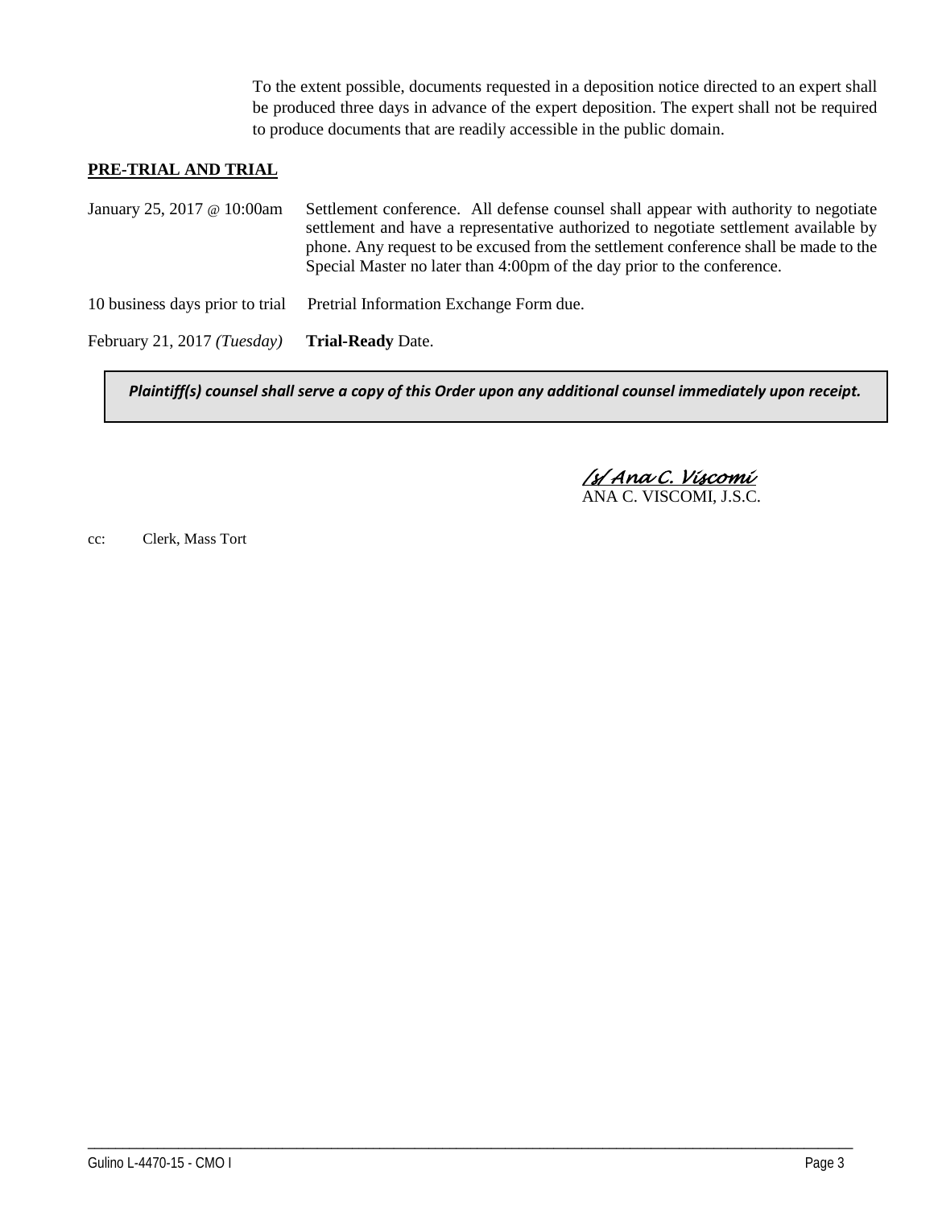To the extent possible, documents requested in a deposition notice directed to an expert shall be produced three days in advance of the expert deposition. The expert shall not be required to produce documents that are readily accessible in the public domain.

**PRE-TRIAL AND TRIAL**

| | |
|---|---|
| January 25, 2017 @ 10:00am | Settlement conference. All defense counsel shall appear with authority to negotiate settlement and have a representative authorized to negotiate settlement available by phone. Any request to be excused from the settlement conference shall be made to the Special Master no later than 4:00pm of the day prior to the conference. |
| 10 business days prior to trial | Pretrial Information Exchange Form due. |
| February 21, 2017 *(Tuesday)* | **Trial-Ready** Date. |

***Plaintiff(s) counsel shall serve a copy of this Order upon any additional counsel immediately upon receipt.***

*/s/ Ana C. Viscomi*
ANA C. VISCOMI, J.S.C.

cc: Clerk, Mass Tort